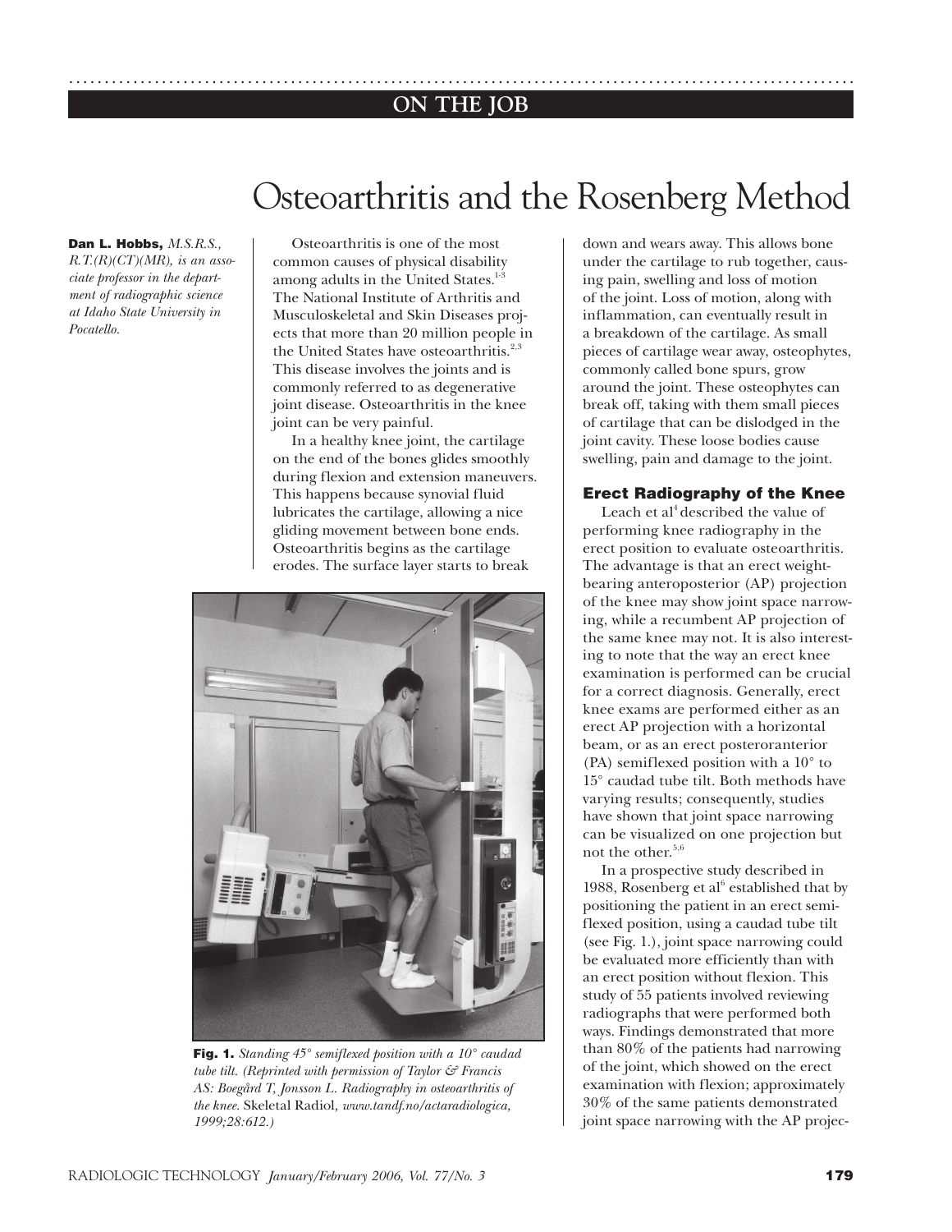ON THE JOB

# Osteoarthritis and the Rosenberg Method

**Dan L. Hobbs,** *M.S.R.S., R.T.(R)(CT)(MR), is an associate professor in the department of radiographic science at Idaho State University in Pocatello.*

Osteoarthritis is one of the most common causes of physical disability among adults in the United States.[1-3] The National Institute of Arthritis and Musculoskeletal and Skin Diseases projects that more than 20 million people in the United States have osteoarthritis.[2,3] This disease involves the joints and is commonly referred to as degenerative joint disease. Osteoarthritis in the knee joint can be very painful.

In a healthy knee joint, the cartilage on the end of the bones glides smoothly during flexion and extension maneuvers. This happens because synovial fluid lubricates the cartilage, allowing a nice gliding movement between bone ends. Osteoarthritis begins as the cartilage erodes. The surface layer starts to break down and wears away. This allows bone under the cartilage to rub together, causing pain, swelling and loss of motion of the joint. Loss of motion, along with inflammation, can eventually result in a breakdown of the cartilage. As small pieces of cartilage wear away, osteophytes, commonly called bone spurs, grow around the joint. These osteophytes can break off, taking with them small pieces of cartilage that can be dislodged in the joint cavity. These loose bodies cause swelling, pain and damage to the joint.

**Fig. 1.** *Standing 45° semiflexed position with a 10° caudad tube tilt. (Reprinted with permission of Taylor & Francis AS: Boegård T, Jonsson L. Radiography in osteoarthritis of the knee.* Skeletal Radiol, *www.tandf.no/actaradiologica, 1999;28:612.)*

## Erect Radiography of the Knee

Leach et al[4] described the value of performing knee radiography in the erect position to evaluate osteoarthritis. The advantage is that an erect weight-bearing anteroposterior (AP) projection of the knee may show joint space narrowing, while a recumbent AP projection of the same knee may not. It is also interesting to note that the way an erect knee examination is performed can be crucial for a correct diagnosis. Generally, erect knee exams are performed either as an erect AP projection with a horizontal beam, or as an erect posteroranterior (PA) semiflexed position with a 10° to 15° caudad tube tilt. Both methods have varying results; consequently, studies have shown that joint space narrowing can be visualized on one projection but not the other.[5,6]

In a prospective study described in 1988, Rosenberg et al[6] established that by positioning the patient in an erect semiflexed position, using a caudad tube tilt (see Fig. 1.), joint space narrowing could be evaluated more efficiently than with an erect position without flexion. This study of 55 patients involved reviewing radiographs that were performed both ways. Findings demonstrated that more than 80% of the patients had narrowing of the joint, which showed on the erect examination with flexion; approximately 30% of the same patients demonstrated joint space narrowing with the AP projec-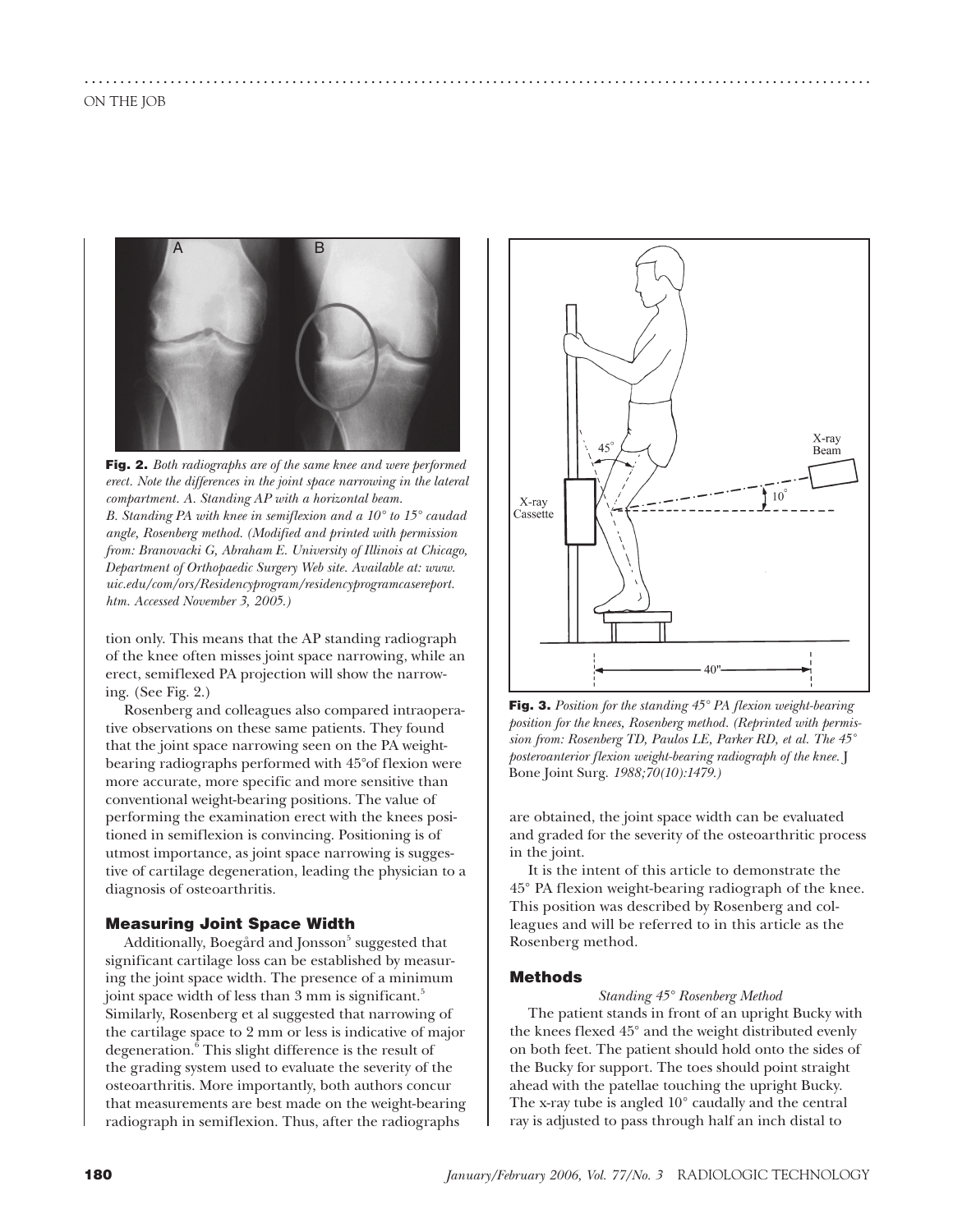**Fig. 2.** *Both radiographs are of the same knee and were performed erect. Note the differences in the joint space narrowing in the lateral compartment. A. Standing AP with a horizontal beam. B. Standing PA with knee in semiflexion and a 10° to 15° caudad angle, Rosenberg method. (Modified and printed with permission from: Branovacki G, Abraham E. University of Illinois at Chicago, Department of Orthopaedic Surgery Web site. Available at: www.uic.edu/com/ors/Residencyprogram/residencyprogramcasereport.htm. Accessed November 3, 2005.)*

tion only. This means that the AP standing radiograph of the knee often misses joint space narrowing, while an erect, semiflexed PA projection will show the narrowing. (See Fig. 2.)

Rosenberg and colleagues also compared intraoperative observations on these same patients. They found that the joint space narrowing seen on the PA weight-bearing radiographs performed with 45°of flexion were more accurate, more specific and more sensitive than conventional weight-bearing positions. The value of performing the examination erect with the knees positioned in semiflexion is convincing. Positioning is of utmost importance, as joint space narrowing is suggestive of cartilage degeneration, leading the physician to a diagnosis of osteoarthritis.

## Measuring Joint Space Width

Additionally, Boegård and Jonsson[5] suggested that significant cartilage loss can be established by measuring the joint space width. The presence of a minimum joint space width of less than 3 mm is significant.[5] Similarly, Rosenberg et al suggested that narrowing of the cartilage space to 2 mm or less is indicative of major degeneration.[6] This slight difference is the result of the grading system used to evaluate the severity of the osteoarthritis. More importantly, both authors concur that measurements are best made on the weight-bearing radiograph in semiflexion. Thus, after the radiographs are obtained, the joint space width can be evaluated and graded for the severity of the osteoarthritic process in the joint.

**Fig. 3.** *Position for the standing 45° PA flexion weight-bearing position for the knees, Rosenberg method. (Reprinted with permission from: Rosenberg TD, Paulos LE, Parker RD, et al. The 45° posteroanterior flexion weight-bearing radiograph of the knee.* J Bone Joint Surg. *1988;70(10):1479.)*

It is the intent of this article to demonstrate the 45° PA flexion weight-bearing radiograph of the knee. This position was described by Rosenberg and colleagues and will be referred to in this article as the Rosenberg method.

## Methods

*Standing 45° Rosenberg Method*

The patient stands in front of an upright Bucky with the knees flexed 45° and the weight distributed evenly on both feet. The patient should hold onto the sides of the Bucky for support. The toes should point straight ahead with the patellae touching the upright Bucky. The x-ray tube is angled 10° caudally and the central ray is adjusted to pass through half an inch distal to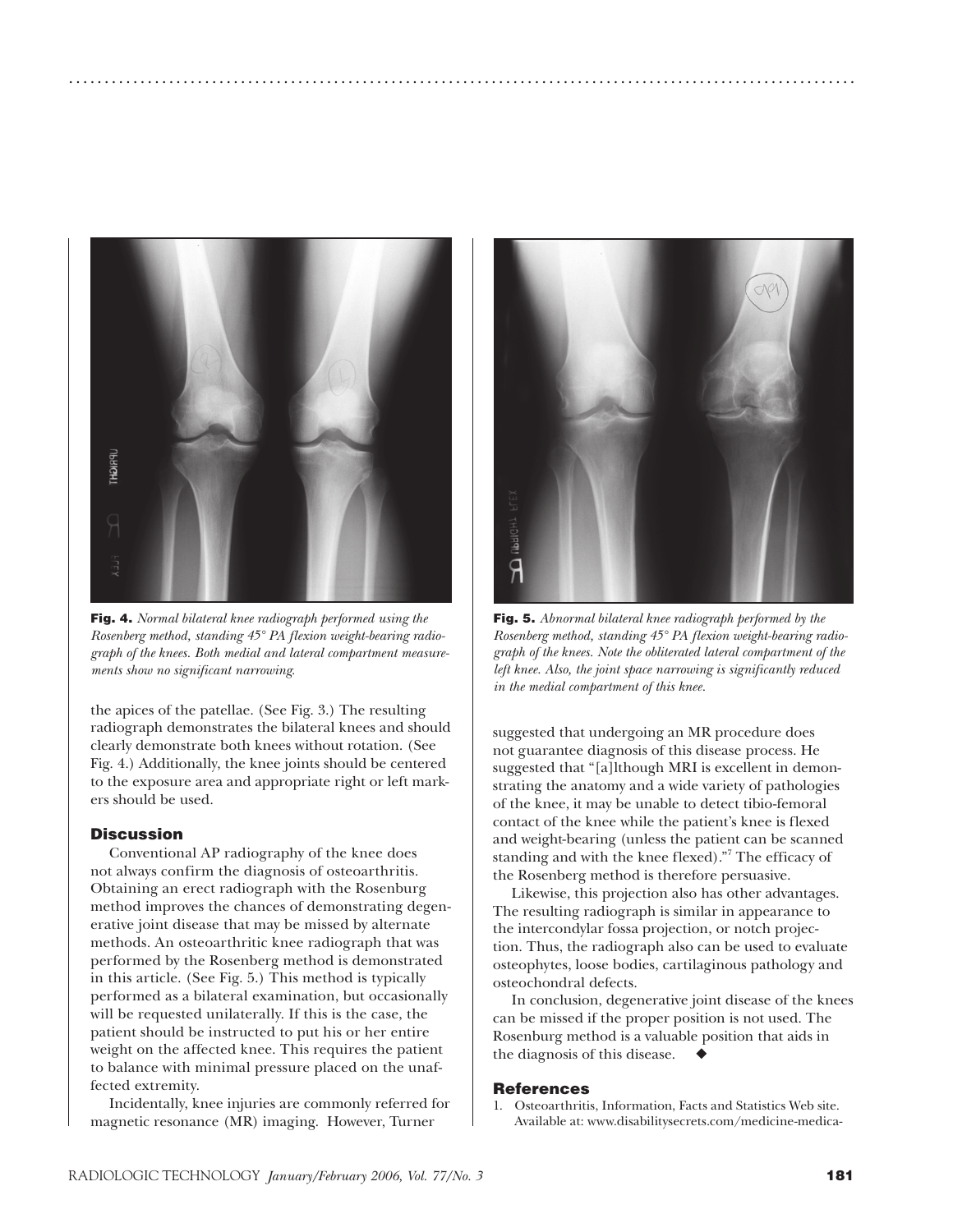**Fig. 4.** *Normal bilateral knee radiograph performed using the Rosenberg method, standing 45° PA flexion weight-bearing radiograph of the knees. Both medial and lateral compartment measurements show no significant narrowing.*

**Fig. 5.** *Abnormal bilateral knee radiograph performed by the Rosenberg method, standing 45° PA flexion weight-bearing radiograph of the knees. Note the obliterated lateral compartment of the left knee. Also, the joint space narrowing is significantly reduced in the medial compartment of this knee.*

the apices of the patellae. (See Fig. 3.) The resulting radiograph demonstrates the bilateral knees and should clearly demonstrate both knees without rotation. (See Fig. 4.) Additionally, the knee joints should be centered to the exposure area and appropriate right or left markers should be used.

## Discussion

Conventional AP radiography of the knee does not always confirm the diagnosis of osteoarthritis. Obtaining an erect radiograph with the Rosenburg method improves the chances of demonstrating degenerative joint disease that may be missed by alternate methods. An osteoarthritic knee radiograph that was performed by the Rosenberg method is demonstrated in this article. (See Fig. 5.) This method is typically performed as a bilateral examination, but occasionally will be requested unilaterally. If this is the case, the patient should be instructed to put his or her entire weight on the affected knee. This requires the patient to balance with minimal pressure placed on the unaffected extremity.

Incidentally, knee injuries are commonly referred for magnetic resonance (MR) imaging. However, Turner suggested that undergoing an MR procedure does not guarantee diagnosis of this disease process. He suggested that "[a]lthough MRI is excellent in demonstrating the anatomy and a wide variety of pathologies of the knee, it may be unable to detect tibio-femoral contact of the knee while the patient's knee is flexed and weight-bearing (unless the patient can be scanned standing and with the knee flexed)."[7] The efficacy of the Rosenberg method is therefore persuasive.

Likewise, this projection also has other advantages. The resulting radiograph is similar in appearance to the intercondylar fossa projection, or notch projection. Thus, the radiograph also can be used to evaluate osteophytes, loose bodies, cartilaginous pathology and osteochondral defects.

In conclusion, degenerative joint disease of the knees can be missed if the proper position is not used. The Rosenburg method is a valuable position that aids in the diagnosis of this disease. ◆

## References

1. Osteoarthritis, Information, Facts and Statistics Web site. Available at: www.disabilitysecrets.com/medicine-medica-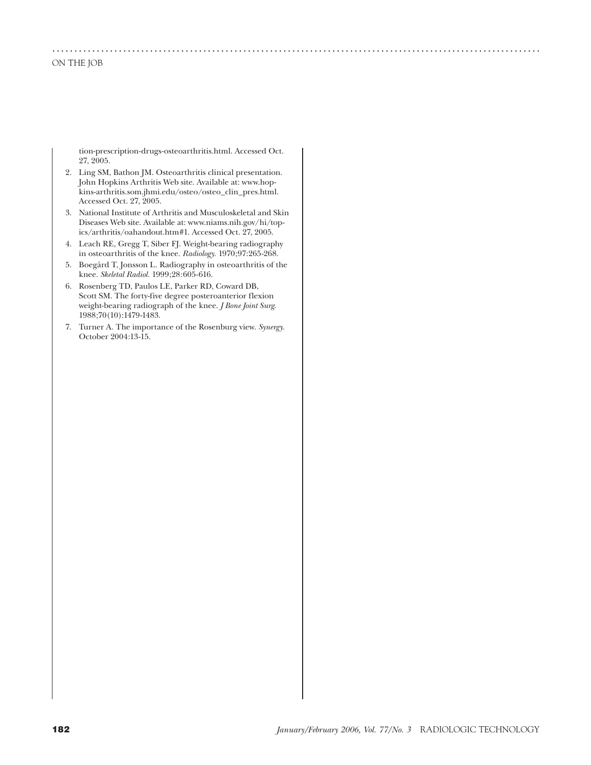tion-prescription-drugs-osteoarthritis.html. Accessed Oct. 27, 2005.

2. Ling SM, Bathon JM. Osteoarthritis clinical presentation. John Hopkins Arthritis Web site. Available at: www.hopkins-arthritis.som.jhmi.edu/osteo/osteo_clin_pres.html. Accessed Oct. 27, 2005.
3. National Institute of Arthritis and Musculoskeletal and Skin Diseases Web site. Available at: www.niams.nih.gov/hi/topics/arthritis/oahandout.htm#1. Accessed Oct. 27, 2005.
4. Leach RE, Gregg T, Siber FJ. Weight-bearing radiography in osteoarthritis of the knee. *Radiology.* 1970;97:265-268.
5. Boegård T, Jonsson L. Radiography in osteoarthritis of the knee. *Skeletal Radiol.* 1999;28:605-616.
6. Rosenberg TD, Paulos LE, Parker RD, Coward DB, Scott SM. The forty-five degree posteroanterior flexion weight-bearing radiograph of the knee. *J Bone Joint Surg.* 1988;70(10):1479-1483.
7. Turner A. The importance of the Rosenburg view. *Synergy.* October 2004:13-15.